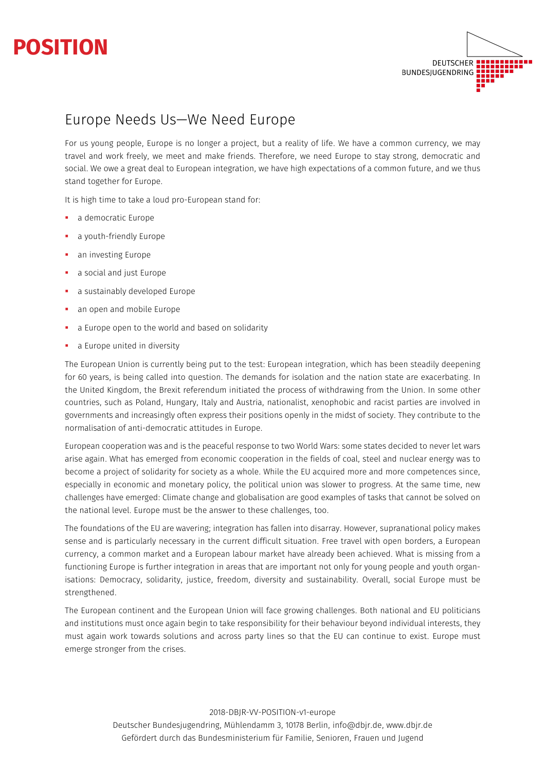# POSITION

DEUTSCHER BUNDESJUGENDRING

## Europe Needs Us—We Need Europe

For us young people, Europe is no longer a project, but a reality of life. We have a common currency, we may travel and work freely, we meet and make friends. Therefore, we need Europe to stay strong, democratic and social. We owe a great deal to European integration, we have high expectations of a common future, and we thus stand together for Europe.

It is high time to take a loud pro-European stand for:

- a democratic Europe
- a youth-friendly Europe
- an investing Europe
- a social and just Europe
- a sustainably developed Europe
- an open and mobile Europe
- a Europe open to the world and based on solidarity
- a Europe united in diversity

The European Union is currently being put to the test: European integration, which has been steadily deepening for 60 years, is being called into question. The demands for isolation and the nation state are exacerbating. In the United Kingdom, the Brexit referendum initiated the process of withdrawing from the Union. In some other countries, such as Poland, Hungary, Italy and Austria, nationalist, xenophobic and racist parties are involved in governments and increasingly often express their positions openly in the midst of society. They contribute to the normalisation of anti-democratic attitudes in Europe.

European cooperation was and is the peaceful response to two World Wars: some states decided to never let wars arise again. What has emerged from economic cooperation in the fields of coal, steel and nuclear energy was to become a project of solidarity for society as a whole. While the EU acquired more and more competences since, especially in economic and monetary policy, the political union was slower to progress. At the same time, new challenges have emerged: Climate change and globalisation are good examples of tasks that cannot be solved on the national level. Europe must be the answer to these challenges, too.

The foundations of the EU are wavering; integration has fallen into disarray. However, supranational policy makes sense and is particularly necessary in the current difficult situation. Free travel with open borders, a European currency, a common market and a European labour market have already been achieved. What is missing from a functioning Europe is further integration in areas that are important not only for young people and youth organisations: Democracy, solidarity, justice, freedom, diversity and sustainability. Overall, social Europe must be strengthened.

The European continent and the European Union will face growing challenges. Both national and EU politicians and institutions must once again begin to take responsibility for their behaviour beyond individual interests, they must again work towards solutions and across party lines so that the EU can continue to exist. Europe must emerge stronger from the crises.

2018-DBJR-VV-POSITION-v1-europe
Deutscher Bundesjugendring, Mühlendamm 3, 10178 Berlin, info@dbjr.de, www.dbjr.de
Gefördert durch das Bundesministerium für Familie, Senioren, Frauen und Jugend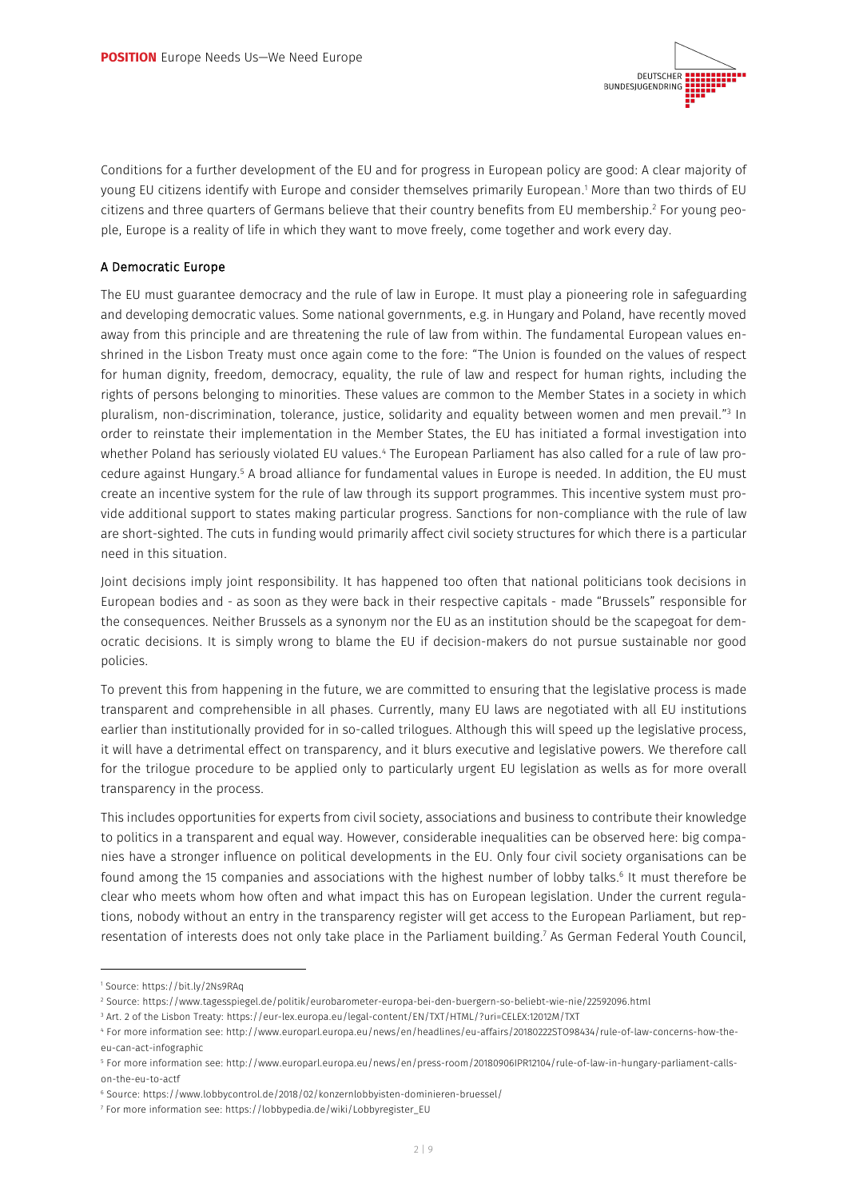Conditions for a further development of the EU and for progress in European policy are good: A clear majority of young EU citizens identify with Europe and consider themselves primarily European.[1] More than two thirds of EU citizens and three quarters of Germans believe that their country benefits from EU membership.[2] For young people, Europe is a reality of life in which they want to move freely, come together and work every day.

## A Democratic Europe

The EU must guarantee democracy and the rule of law in Europe. It must play a pioneering role in safeguarding and developing democratic values. Some national governments, e.g. in Hungary and Poland, have recently moved away from this principle and are threatening the rule of law from within. The fundamental European values enshrined in the Lisbon Treaty must once again come to the fore: "The Union is founded on the values of respect for human dignity, freedom, democracy, equality, the rule of law and respect for human rights, including the rights of persons belonging to minorities. These values are common to the Member States in a society in which pluralism, non-discrimination, tolerance, justice, solidarity and equality between women and men prevail."[3] In order to reinstate their implementation in the Member States, the EU has initiated a formal investigation into whether Poland has seriously violated EU values.[4] The European Parliament has also called for a rule of law procedure against Hungary.[5] A broad alliance for fundamental values in Europe is needed. In addition, the EU must create an incentive system for the rule of law through its support programmes. This incentive system must provide additional support to states making particular progress. Sanctions for non-compliance with the rule of law are short-sighted. The cuts in funding would primarily affect civil society structures for which there is a particular need in this situation.

Joint decisions imply joint responsibility. It has happened too often that national politicians took decisions in European bodies and - as soon as they were back in their respective capitals - made "Brussels" responsible for the consequences. Neither Brussels as a synonym nor the EU as an institution should be the scapegoat for democratic decisions. It is simply wrong to blame the EU if decision-makers do not pursue sustainable nor good policies.

To prevent this from happening in the future, we are committed to ensuring that the legislative process is made transparent and comprehensible in all phases. Currently, many EU laws are negotiated with all EU institutions earlier than institutionally provided for in so-called trilogues. Although this will speed up the legislative process, it will have a detrimental effect on transparency, and it blurs executive and legislative powers. We therefore call for the trilogue procedure to be applied only to particularly urgent EU legislation as wells as for more overall transparency in the process.

This includes opportunities for experts from civil society, associations and business to contribute their knowledge to politics in a transparent and equal way. However, considerable inequalities can be observed here: big companies have a stronger influence on political developments in the EU. Only four civil society organisations can be found among the 15 companies and associations with the highest number of lobby talks.[6] It must therefore be clear who meets whom how often and what impact this has on European legislation. Under the current regulations, nobody without an entry in the transparency register will get access to the European Parliament, but representation of interests does not only take place in the Parliament building.[7] As German Federal Youth Council,

---

[1] Source: https://bit.ly/2Ns9RAq

[2] Source: https://www.tagesspiegel.de/politik/eurobarometer-europa-bei-den-buergern-so-beliebt-wie-nie/22592096.html

[3] Art. 2 of the Lisbon Treaty: https://eur-lex.europa.eu/legal-content/EN/TXT/HTML/?uri=CELEX:12012M/TXT

[4] For more information see: http://www.europarl.europa.eu/news/en/headlines/eu-affairs/20180222STO98434/rule-of-law-concerns-how-the-eu-can-act-infographic

[5] For more information see: http://www.europarl.europa.eu/news/en/press-room/20180906IPR12104/rule-of-law-in-hungary-parliament-calls-on-the-eu-to-actf

[6] Source: https://www.lobbycontrol.de/2018/02/konzernlobbyisten-dominieren-bruessel/

[7] For more information see: https://lobbypedia.de/wiki/Lobbyregister_EU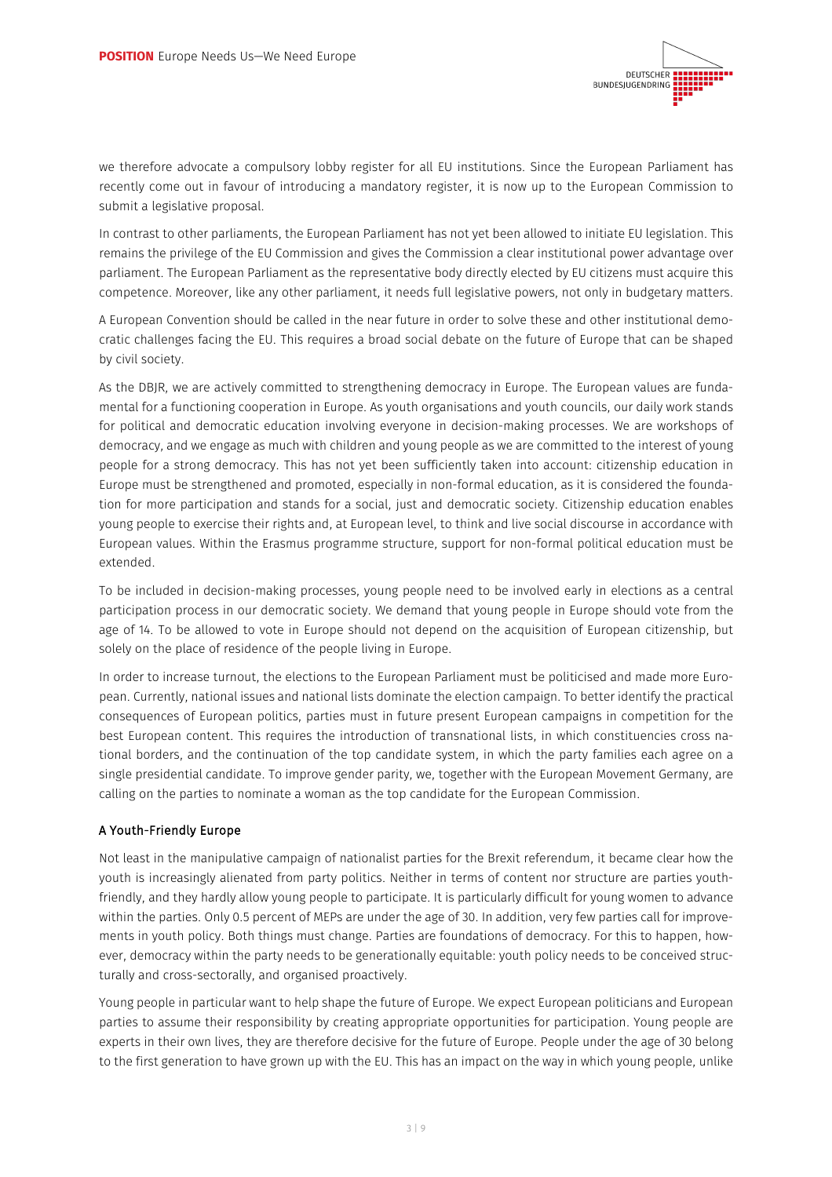we therefore advocate a compulsory lobby register for all EU institutions. Since the European Parliament has recently come out in favour of introducing a mandatory register, it is now up to the European Commission to submit a legislative proposal.

In contrast to other parliaments, the European Parliament has not yet been allowed to initiate EU legislation. This remains the privilege of the EU Commission and gives the Commission a clear institutional power advantage over parliament. The European Parliament as the representative body directly elected by EU citizens must acquire this competence. Moreover, like any other parliament, it needs full legislative powers, not only in budgetary matters.

A European Convention should be called in the near future in order to solve these and other institutional democratic challenges facing the EU. This requires a broad social debate on the future of Europe that can be shaped by civil society.

As the DBJR, we are actively committed to strengthening democracy in Europe. The European values are fundamental for a functioning cooperation in Europe. As youth organisations and youth councils, our daily work stands for political and democratic education involving everyone in decision-making processes. We are workshops of democracy, and we engage as much with children and young people as we are committed to the interest of young people for a strong democracy. This has not yet been sufficiently taken into account: citizenship education in Europe must be strengthened and promoted, especially in non-formal education, as it is considered the foundation for more participation and stands for a social, just and democratic society. Citizenship education enables young people to exercise their rights and, at European level, to think and live social discourse in accordance with European values. Within the Erasmus programme structure, support for non-formal political education must be extended.

To be included in decision-making processes, young people need to be involved early in elections as a central participation process in our democratic society. We demand that young people in Europe should vote from the age of 14. To be allowed to vote in Europe should not depend on the acquisition of European citizenship, but solely on the place of residence of the people living in Europe.

In order to increase turnout, the elections to the European Parliament must be politicised and made more European. Currently, national issues and national lists dominate the election campaign. To better identify the practical consequences of European politics, parties must in future present European campaigns in competition for the best European content. This requires the introduction of transnational lists, in which constituencies cross national borders, and the continuation of the top candidate system, in which the party families each agree on a single presidential candidate. To improve gender parity, we, together with the European Movement Germany, are calling on the parties to nominate a woman as the top candidate for the European Commission.

## A Youth-Friendly Europe

Not least in the manipulative campaign of nationalist parties for the Brexit referendum, it became clear how the youth is increasingly alienated from party politics. Neither in terms of content nor structure are parties youth-friendly, and they hardly allow young people to participate. It is particularly difficult for young women to advance within the parties. Only 0.5 percent of MEPs are under the age of 30. In addition, very few parties call for improvements in youth policy. Both things must change. Parties are foundations of democracy. For this to happen, however, democracy within the party needs to be generationally equitable: youth policy needs to be conceived structurally and cross-sectorally, and organised proactively.

Young people in particular want to help shape the future of Europe. We expect European politicians and European parties to assume their responsibility by creating appropriate opportunities for participation. Young people are experts in their own lives, they are therefore decisive for the future of Europe. People under the age of 30 belong to the first generation to have grown up with the EU. This has an impact on the way in which young people, unlike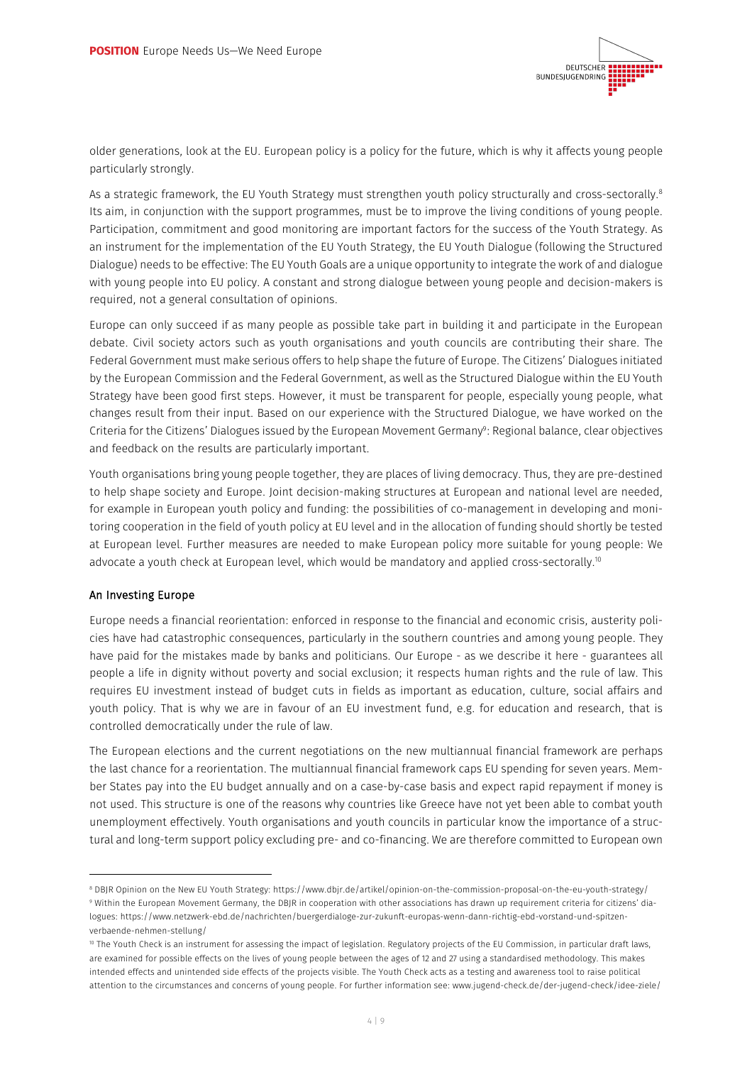older generations, look at the EU. European policy is a policy for the future, which is why it affects young people particularly strongly.

As a strategic framework, the EU Youth Strategy must strengthen youth policy structurally and cross-sectorally.[8] Its aim, in conjunction with the support programmes, must be to improve the living conditions of young people. Participation, commitment and good monitoring are important factors for the success of the Youth Strategy. As an instrument for the implementation of the EU Youth Strategy, the EU Youth Dialogue (following the Structured Dialogue) needs to be effective: The EU Youth Goals are a unique opportunity to integrate the work of and dialogue with young people into EU policy. A constant and strong dialogue between young people and decision-makers is required, not a general consultation of opinions.

Europe can only succeed if as many people as possible take part in building it and participate in the European debate. Civil society actors such as youth organisations and youth councils are contributing their share. The Federal Government must make serious offers to help shape the future of Europe. The Citizens' Dialogues initiated by the European Commission and the Federal Government, as well as the Structured Dialogue within the EU Youth Strategy have been good first steps. However, it must be transparent for people, especially young people, what changes result from their input. Based on our experience with the Structured Dialogue, we have worked on the Criteria for the Citizens' Dialogues issued by the European Movement Germany[9]: Regional balance, clear objectives and feedback on the results are particularly important.

Youth organisations bring young people together, they are places of living democracy. Thus, they are pre-destined to help shape society and Europe. Joint decision-making structures at European and national level are needed, for example in European youth policy and funding: the possibilities of co-management in developing and monitoring cooperation in the field of youth policy at EU level and in the allocation of funding should shortly be tested at European level. Further measures are needed to make European policy more suitable for young people: We advocate a youth check at European level, which would be mandatory and applied cross-sectorally.[10]

### An Investing Europe

Europe needs a financial reorientation: enforced in response to the financial and economic crisis, austerity policies have had catastrophic consequences, particularly in the southern countries and among young people. They have paid for the mistakes made by banks and politicians. Our Europe - as we describe it here - guarantees all people a life in dignity without poverty and social exclusion; it respects human rights and the rule of law. This requires EU investment instead of budget cuts in fields as important as education, culture, social affairs and youth policy. That is why we are in favour of an EU investment fund, e.g. for education and research, that is controlled democratically under the rule of law.

The European elections and the current negotiations on the new multiannual financial framework are perhaps the last chance for a reorientation. The multiannual financial framework caps EU spending for seven years. Member States pay into the EU budget annually and on a case-by-case basis and expect rapid repayment if money is not used. This structure is one of the reasons why countries like Greece have not yet been able to combat youth unemployment effectively. Youth organisations and youth councils in particular know the importance of a structural and long-term support policy excluding pre- and co-financing. We are therefore committed to European own

---

[8] DBJR Opinion on the New EU Youth Strategy: https://www.dbjr.de/artikel/opinion-on-the-commission-proposal-on-the-eu-youth-strategy/

[9] Within the European Movement Germany, the DBJR in cooperation with other associations has drawn up requirement criteria for citizens' dialogues: https://www.netzwerk-ebd.de/nachrichten/buergerdialoge-zur-zukunft-europas-wenn-dann-richtig-ebd-vorstand-und-spitzenverbaende-nehmen-stellung/

[10] The Youth Check is an instrument for assessing the impact of legislation. Regulatory projects of the EU Commission, in particular draft laws, are examined for possible effects on the lives of young people between the ages of 12 and 27 using a standardised methodology. This makes intended effects and unintended side effects of the projects visible. The Youth Check acts as a testing and awareness tool to raise political attention to the circumstances and concerns of young people. For further information see: www.jugend-check.de/der-jugend-check/idee-ziele/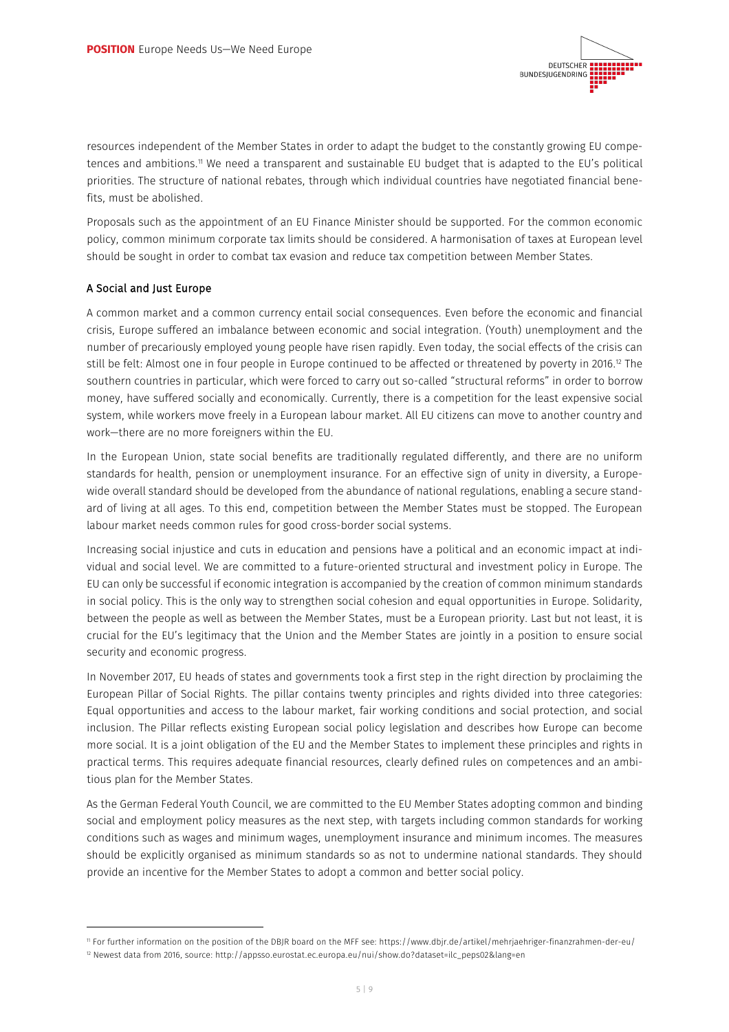resources independent of the Member States in order to adapt the budget to the constantly growing EU competences and ambitions.[11] We need a transparent and sustainable EU budget that is adapted to the EU's political priorities. The structure of national rebates, through which individual countries have negotiated financial benefits, must be abolished.

Proposals such as the appointment of an EU Finance Minister should be supported. For the common economic policy, common minimum corporate tax limits should be considered. A harmonisation of taxes at European level should be sought in order to combat tax evasion and reduce tax competition between Member States.

### A Social and Just Europe

A common market and a common currency entail social consequences. Even before the economic and financial crisis, Europe suffered an imbalance between economic and social integration. (Youth) unemployment and the number of precariously employed young people have risen rapidly. Even today, the social effects of the crisis can still be felt: Almost one in four people in Europe continued to be affected or threatened by poverty in 2016.[12] The southern countries in particular, which were forced to carry out so-called "structural reforms" in order to borrow money, have suffered socially and economically. Currently, there is a competition for the least expensive social system, while workers move freely in a European labour market. All EU citizens can move to another country and work—there are no more foreigners within the EU.

In the European Union, state social benefits are traditionally regulated differently, and there are no uniform standards for health, pension or unemployment insurance. For an effective sign of unity in diversity, a Europe-wide overall standard should be developed from the abundance of national regulations, enabling a secure standard of living at all ages. To this end, competition between the Member States must be stopped. The European labour market needs common rules for good cross-border social systems.

Increasing social injustice and cuts in education and pensions have a political and an economic impact at individual and social level. We are committed to a future-oriented structural and investment policy in Europe. The EU can only be successful if economic integration is accompanied by the creation of common minimum standards in social policy. This is the only way to strengthen social cohesion and equal opportunities in Europe. Solidarity, between the people as well as between the Member States, must be a European priority. Last but not least, it is crucial for the EU's legitimacy that the Union and the Member States are jointly in a position to ensure social security and economic progress.

In November 2017, EU heads of states and governments took a first step in the right direction by proclaiming the European Pillar of Social Rights. The pillar contains twenty principles and rights divided into three categories: Equal opportunities and access to the labour market, fair working conditions and social protection, and social inclusion. The Pillar reflects existing European social policy legislation and describes how Europe can become more social. It is a joint obligation of the EU and the Member States to implement these principles and rights in practical terms. This requires adequate financial resources, clearly defined rules on competences and an ambitious plan for the Member States.

As the German Federal Youth Council, we are committed to the EU Member States adopting common and binding social and employment policy measures as the next step, with targets including common standards for working conditions such as wages and minimum wages, unemployment insurance and minimum incomes. The measures should be explicitly organised as minimum standards so as not to undermine national standards. They should provide an incentive for the Member States to adopt a common and better social policy.

---

[11] For further information on the position of the DBJR board on the MFF see: https://www.dbjr.de/artikel/mehrjaehriger-finanzrahmen-der-eu/

[12] Newest data from 2016, source: http://appsso.eurostat.ec.europa.eu/nui/show.do?dataset=ilc_peps02&lang=en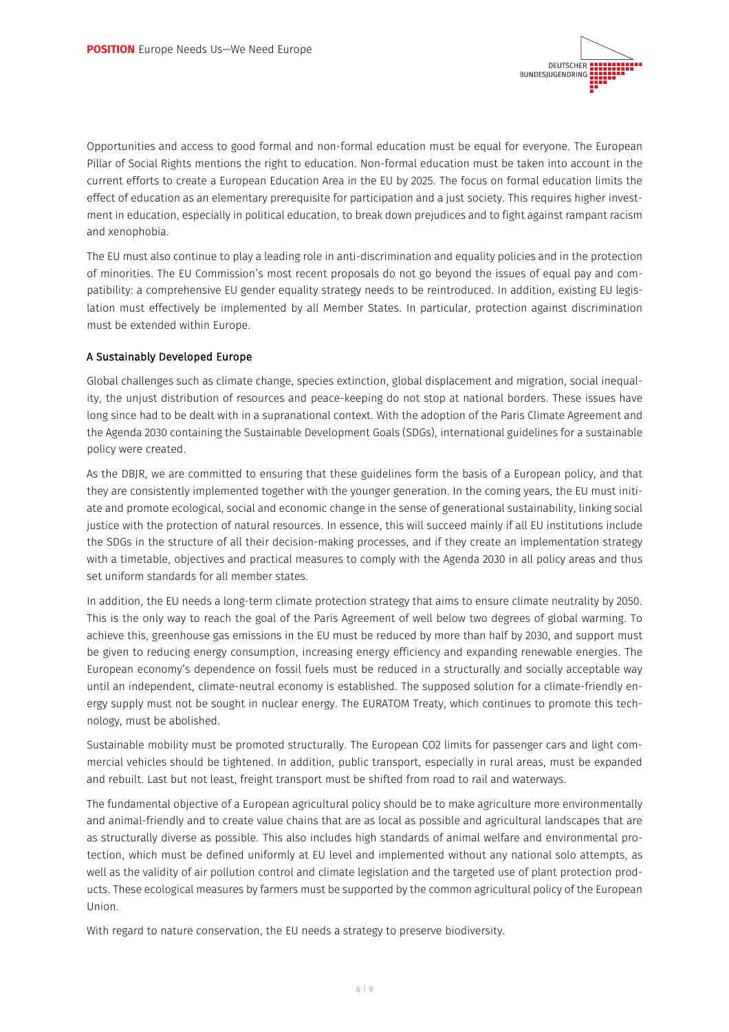Opportunities and access to good formal and non-formal education must be equal for everyone. The European Pillar of Social Rights mentions the right to education. Non-formal education must be taken into account in the current efforts to create a European Education Area in the EU by 2025. The focus on formal education limits the effect of education as an elementary prerequisite for participation and a just society. This requires higher investment in education, especially in political education, to break down prejudices and to fight against rampant racism and xenophobia.

The EU must also continue to play a leading role in anti-discrimination and equality policies and in the protection of minorities. The EU Commission's most recent proposals do not go beyond the issues of equal pay and compatibility: a comprehensive EU gender equality strategy needs to be reintroduced. In addition, existing EU legislation must effectively be implemented by all Member States. In particular, protection against discrimination must be extended within Europe.

### A Sustainably Developed Europe

Global challenges such as climate change, species extinction, global displacement and migration, social inequality, the unjust distribution of resources and peace-keeping do not stop at national borders. These issues have long since had to be dealt with in a supranational context. With the adoption of the Paris Climate Agreement and the Agenda 2030 containing the Sustainable Development Goals (SDGs), international guidelines for a sustainable policy were created.

As the DBJR, we are committed to ensuring that these guidelines form the basis of a European policy, and that they are consistently implemented together with the younger generation. In the coming years, the EU must initiate and promote ecological, social and economic change in the sense of generational sustainability, linking social justice with the protection of natural resources. In essence, this will succeed mainly if all EU institutions include the SDGs in the structure of all their decision-making processes, and if they create an implementation strategy with a timetable, objectives and practical measures to comply with the Agenda 2030 in all policy areas and thus set uniform standards for all member states.

In addition, the EU needs a long-term climate protection strategy that aims to ensure climate neutrality by 2050. This is the only way to reach the goal of the Paris Agreement of well below two degrees of global warming. To achieve this, greenhouse gas emissions in the EU must be reduced by more than half by 2030, and support must be given to reducing energy consumption, increasing energy efficiency and expanding renewable energies. The European economy's dependence on fossil fuels must be reduced in a structurally and socially acceptable way until an independent, climate-neutral economy is established. The supposed solution for a climate-friendly energy supply must not be sought in nuclear energy. The EURATOM Treaty, which continues to promote this technology, must be abolished.

Sustainable mobility must be promoted structurally. The European $CO_2$ limits for passenger cars and light commercial vehicles should be tightened. In addition, public transport, especially in rural areas, must be expanded and rebuilt. Last but not least, freight transport must be shifted from road to rail and waterways.

The fundamental objective of a European agricultural policy should be to make agriculture more environmentally and animal-friendly and to create value chains that are as local as possible and agricultural landscapes that are as structurally diverse as possible. This also includes high standards of animal welfare and environmental protection, which must be defined uniformly at EU level and implemented without any national solo attempts, as well as the validity of air pollution control and climate legislation and the targeted use of plant protection products. These ecological measures by farmers must be supported by the common agricultural policy of the European Union.

With regard to nature conservation, the EU needs a strategy to preserve biodiversity.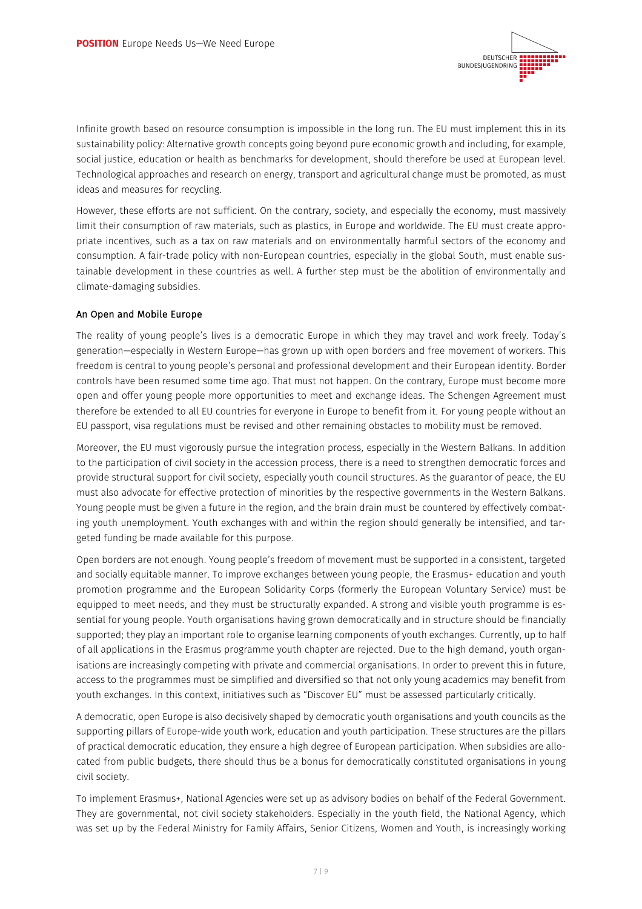Infinite growth based on resource consumption is impossible in the long run. The EU must implement this in its sustainability policy: Alternative growth concepts going beyond pure economic growth and including, for example, social justice, education or health as benchmarks for development, should therefore be used at European level. Technological approaches and research on energy, transport and agricultural change must be promoted, as must ideas and measures for recycling.

However, these efforts are not sufficient. On the contrary, society, and especially the economy, must massively limit their consumption of raw materials, such as plastics, in Europe and worldwide. The EU must create appropriate incentives, such as a tax on raw materials and on environmentally harmful sectors of the economy and consumption. A fair-trade policy with non-European countries, especially in the global South, must enable sustainable development in these countries as well. A further step must be the abolition of environmentally and climate-damaging subsidies.

### An Open and Mobile Europe

The reality of young people's lives is a democratic Europe in which they may travel and work freely. Today's generation—especially in Western Europe—has grown up with open borders and free movement of workers. This freedom is central to young people's personal and professional development and their European identity. Border controls have been resumed some time ago. That must not happen. On the contrary, Europe must become more open and offer young people more opportunities to meet and exchange ideas. The Schengen Agreement must therefore be extended to all EU countries for everyone in Europe to benefit from it. For young people without an EU passport, visa regulations must be revised and other remaining obstacles to mobility must be removed.

Moreover, the EU must vigorously pursue the integration process, especially in the Western Balkans. In addition to the participation of civil society in the accession process, there is a need to strengthen democratic forces and provide structural support for civil society, especially youth council structures. As the guarantor of peace, the EU must also advocate for effective protection of minorities by the respective governments in the Western Balkans. Young people must be given a future in the region, and the brain drain must be countered by effectively combating youth unemployment. Youth exchanges with and within the region should generally be intensified, and targeted funding be made available for this purpose.

Open borders are not enough. Young people's freedom of movement must be supported in a consistent, targeted and socially equitable manner. To improve exchanges between young people, the Erasmus+ education and youth promotion programme and the European Solidarity Corps (formerly the European Voluntary Service) must be equipped to meet needs, and they must be structurally expanded. A strong and visible youth programme is essential for young people. Youth organisations having grown democratically and in structure should be financially supported; they play an important role to organise learning components of youth exchanges. Currently, up to half of all applications in the Erasmus programme youth chapter are rejected. Due to the high demand, youth organisations are increasingly competing with private and commercial organisations. In order to prevent this in future, access to the programmes must be simplified and diversified so that not only young academics may benefit from youth exchanges. In this context, initiatives such as "Discover EU" must be assessed particularly critically.

A democratic, open Europe is also decisively shaped by democratic youth organisations and youth councils as the supporting pillars of Europe-wide youth work, education and youth participation. These structures are the pillars of practical democratic education, they ensure a high degree of European participation. When subsidies are allocated from public budgets, there should thus be a bonus for democratically constituted organisations in young civil society.

To implement Erasmus+, National Agencies were set up as advisory bodies on behalf of the Federal Government. They are governmental, not civil society stakeholders. Especially in the youth field, the National Agency, which was set up by the Federal Ministry for Family Affairs, Senior Citizens, Women and Youth, is increasingly working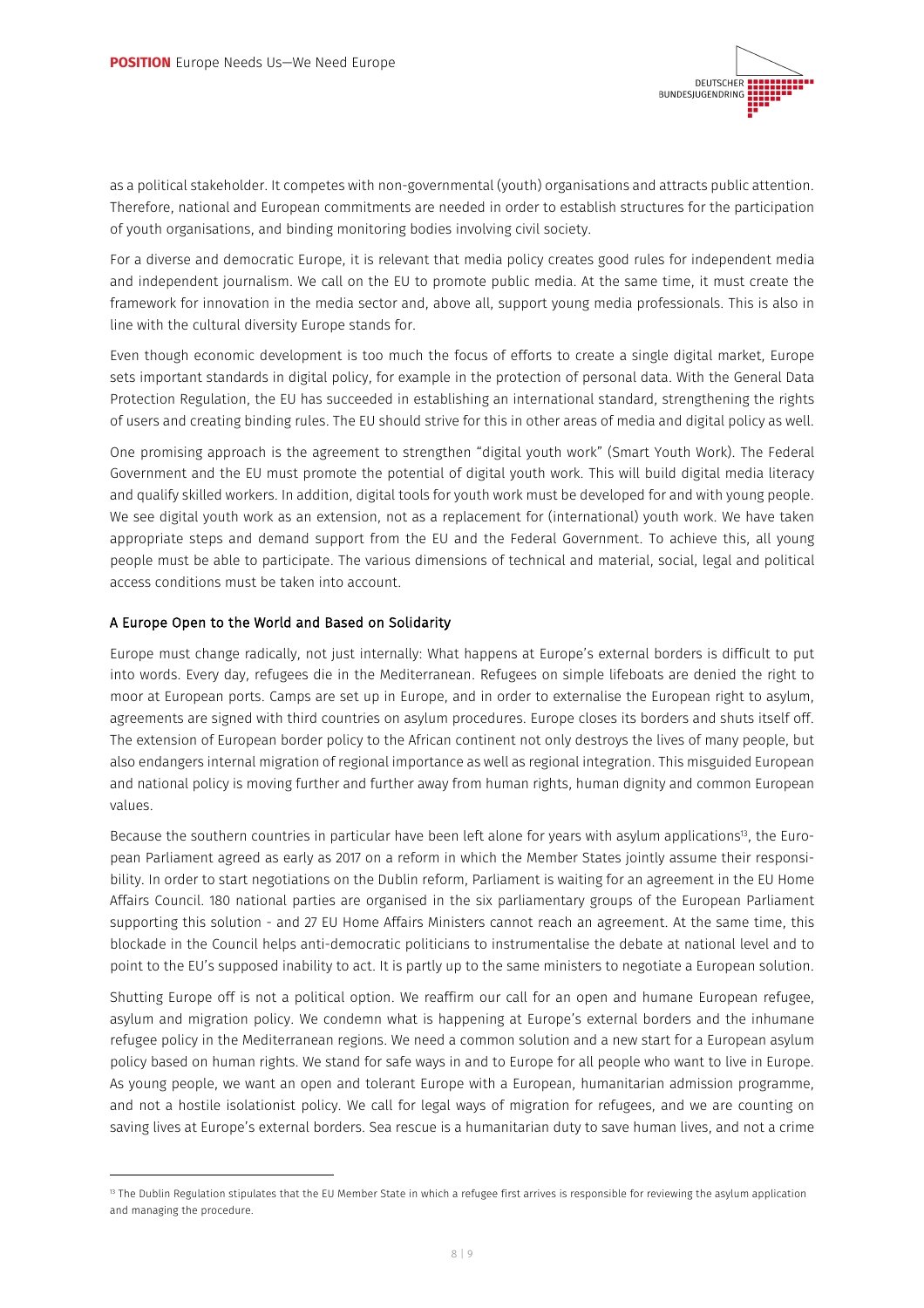as a political stakeholder. It competes with non-governmental (youth) organisations and attracts public attention. Therefore, national and European commitments are needed in order to establish structures for the participation of youth organisations, and binding monitoring bodies involving civil society.

For a diverse and democratic Europe, it is relevant that media policy creates good rules for independent media and independent journalism. We call on the EU to promote public media. At the same time, it must create the framework for innovation in the media sector and, above all, support young media professionals. This is also in line with the cultural diversity Europe stands for.

Even though economic development is too much the focus of efforts to create a single digital market, Europe sets important standards in digital policy, for example in the protection of personal data. With the General Data Protection Regulation, the EU has succeeded in establishing an international standard, strengthening the rights of users and creating binding rules. The EU should strive for this in other areas of media and digital policy as well.

One promising approach is the agreement to strengthen "digital youth work" (Smart Youth Work). The Federal Government and the EU must promote the potential of digital youth work. This will build digital media literacy and qualify skilled workers. In addition, digital tools for youth work must be developed for and with young people. We see digital youth work as an extension, not as a replacement for (international) youth work. We have taken appropriate steps and demand support from the EU and the Federal Government. To achieve this, all young people must be able to participate. The various dimensions of technical and material, social, legal and political access conditions must be taken into account.

### A Europe Open to the World and Based on Solidarity

Europe must change radically, not just internally: What happens at Europe's external borders is difficult to put into words. Every day, refugees die in the Mediterranean. Refugees on simple lifeboats are denied the right to moor at European ports. Camps are set up in Europe, and in order to externalise the European right to asylum, agreements are signed with third countries on asylum procedures. Europe closes its borders and shuts itself off. The extension of European border policy to the African continent not only destroys the lives of many people, but also endangers internal migration of regional importance as well as regional integration. This misguided European and national policy is moving further and further away from human rights, human dignity and common European values.

Because the southern countries in particular have been left alone for years with asylum applications[13], the European Parliament agreed as early as 2017 on a reform in which the Member States jointly assume their responsibility. In order to start negotiations on the Dublin reform, Parliament is waiting for an agreement in the EU Home Affairs Council. 180 national parties are organised in the six parliamentary groups of the European Parliament supporting this solution - and 27 EU Home Affairs Ministers cannot reach an agreement. At the same time, this blockade in the Council helps anti-democratic politicians to instrumentalise the debate at national level and to point to the EU's supposed inability to act. It is partly up to the same ministers to negotiate a European solution.

Shutting Europe off is not a political option. We reaffirm our call for an open and humane European refugee, asylum and migration policy. We condemn what is happening at Europe's external borders and the inhumane refugee policy in the Mediterranean regions. We need a common solution and a new start for a European asylum policy based on human rights. We stand for safe ways in and to Europe for all people who want to live in Europe. As young people, we want an open and tolerant Europe with a European, humanitarian admission programme, and not a hostile isolationist policy. We call for legal ways of migration for refugees, and we are counting on saving lives at Europe's external borders. Sea rescue is a humanitarian duty to save human lives, and not a crime

---

[13] The Dublin Regulation stipulates that the EU Member State in which a refugee first arrives is responsible for reviewing the asylum application and managing the procedure.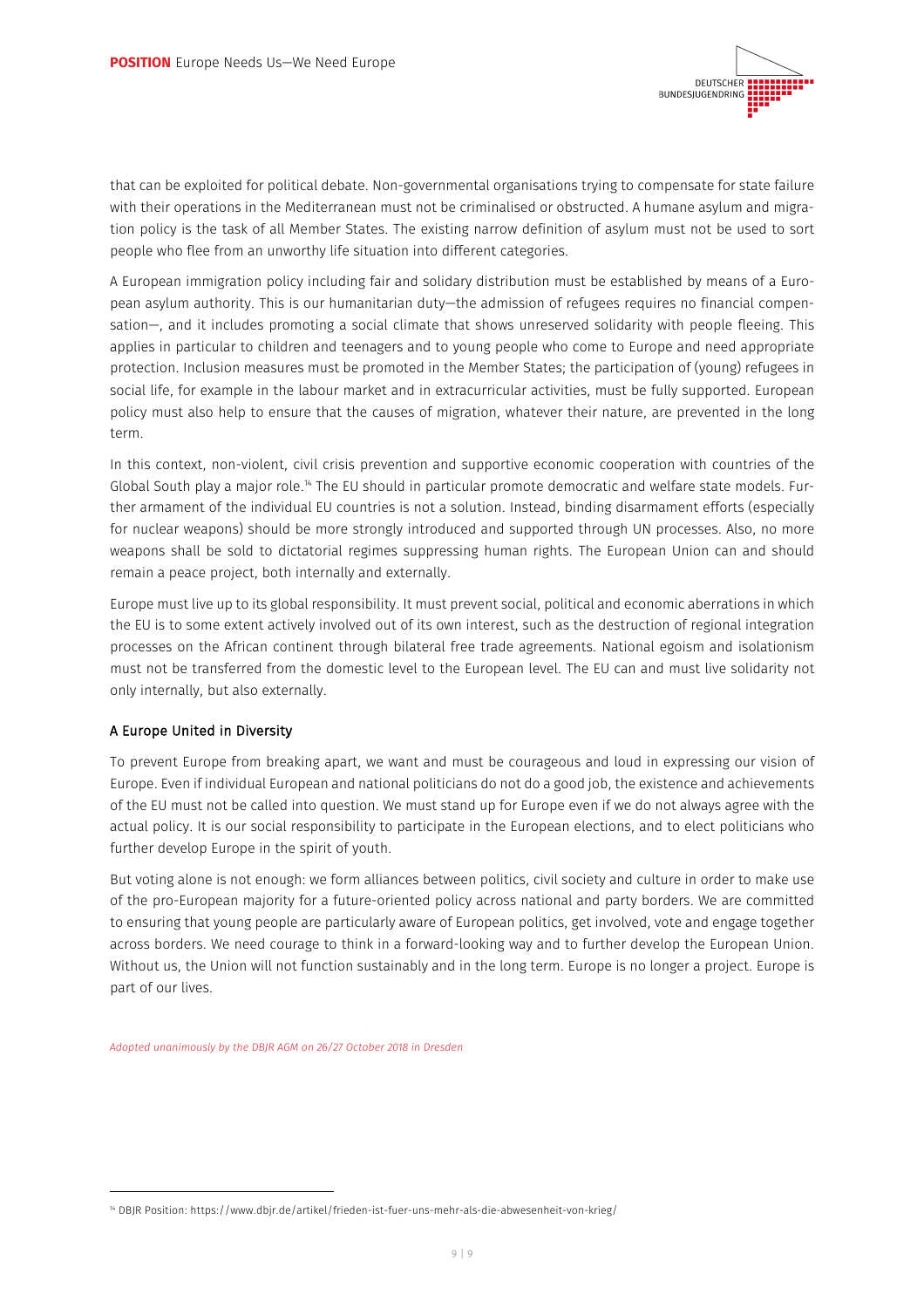that can be exploited for political debate. Non-governmental organisations trying to compensate for state failure with their operations in the Mediterranean must not be criminalised or obstructed. A humane asylum and migration policy is the task of all Member States. The existing narrow definition of asylum must not be used to sort people who flee from an unworthy life situation into different categories.

A European immigration policy including fair and solidary distribution must be established by means of a European asylum authority. This is our humanitarian duty—the admission of refugees requires no financial compensation—, and it includes promoting a social climate that shows unreserved solidarity with people fleeing. This applies in particular to children and teenagers and to young people who come to Europe and need appropriate protection. Inclusion measures must be promoted in the Member States; the participation of (young) refugees in social life, for example in the labour market and in extracurricular activities, must be fully supported. European policy must also help to ensure that the causes of migration, whatever their nature, are prevented in the long term.

In this context, non-violent, civil crisis prevention and supportive economic cooperation with countries of the Global South play a major role.[14] The EU should in particular promote democratic and welfare state models. Further armament of the individual EU countries is not a solution. Instead, binding disarmament efforts (especially for nuclear weapons) should be more strongly introduced and supported through UN processes. Also, no more weapons shall be sold to dictatorial regimes suppressing human rights. The European Union can and should remain a peace project, both internally and externally.

Europe must live up to its global responsibility. It must prevent social, political and economic aberrations in which the EU is to some extent actively involved out of its own interest, such as the destruction of regional integration processes on the African continent through bilateral free trade agreements. National egoism and isolationism must not be transferred from the domestic level to the European level. The EU can and must live solidarity not only internally, but also externally.

## A Europe United in Diversity

To prevent Europe from breaking apart, we want and must be courageous and loud in expressing our vision of Europe. Even if individual European and national politicians do not do a good job, the existence and achievements of the EU must not be called into question. We must stand up for Europe even if we do not always agree with the actual policy. It is our social responsibility to participate in the European elections, and to elect politicians who further develop Europe in the spirit of youth.

But voting alone is not enough: we form alliances between politics, civil society and culture in order to make use of the pro-European majority for a future-oriented policy across national and party borders. We are committed to ensuring that young people are particularly aware of European politics, get involved, vote and engage together across borders. We need courage to think in a forward-looking way and to further develop the European Union. Without us, the Union will not function sustainably and in the long term. Europe is no longer a project. Europe is part of our lives.

*Adopted unanimously by the DBJR AGM on 26/27 October 2018 in Dresden*

---

[14] DBJR Position: https://www.dbjr.de/artikel/frieden-ist-fuer-uns-mehr-als-die-abwesenheit-von-krieg/